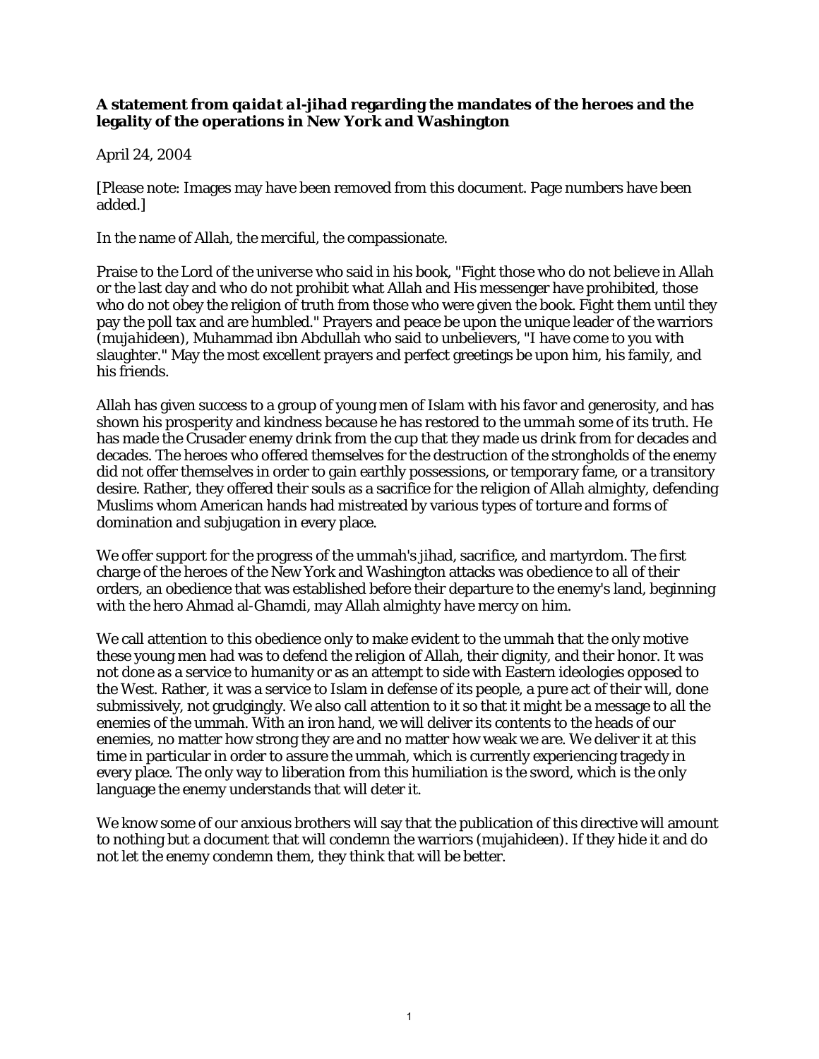**A statement from *qaidat al-jihad* regarding the mandates of the heroes and the legality of the operations in New York and Washington**

April 24, 2004

[Please note: Images may have been removed from this document. Page numbers have been added.]

In the name of Allah, the merciful, the compassionate.

Praise to the Lord of the universe who said in his book, "Fight those who do not believe in Allah or the last day and who do not prohibit what Allah and His messenger have prohibited, those who do not obey the religion of truth from those who were given the book. Fight them until they pay the poll tax and are humbled." Prayers and peace be upon the unique leader of the warriors (*mujahideen*), Muhammad ibn Abdullah who said to unbelievers, "I have come to you with slaughter." May the most excellent prayers and perfect greetings be upon him, his family, and his friends.

Allah has given success to a group of young men of Islam with his favor and generosity, and has shown his prosperity and kindness because he has restored to the *ummah* some of its truth. He has made the Crusader enemy drink from the cup that they made us drink from for decades and decades. The heroes who offered themselves for the destruction of the strongholds of the enemy did not offer themselves in order to gain earthly possessions, or temporary fame, or a transitory desire. Rather, they offered their souls as a sacrifice for the religion of Allah almighty, defending Muslims whom American hands had mistreated by various types of torture and forms of domination and subjugation in every place.

We offer support for the progress of the ummah's jihad, sacrifice, and martyrdom. The first charge of the heroes of the New York and Washington attacks was obedience to all of their orders, an obedience that was established before their departure to the enemy's land, beginning with the hero Ahmad al-Ghamdi, may Allah almighty have mercy on him.

We call attention to this obedience only to make evident to the ummah that the only motive these young men had was to defend the religion of Allah, their dignity, and their honor. It was not done as a service to humanity or as an attempt to side with Eastern ideologies opposed to the West. Rather, it was a service to Islam in defense of its people, a pure act of their will, done submissively, not grudgingly. We also call attention to it so that it might be a message to all the enemies of the ummah. With an iron hand, we will deliver its contents to the heads of our enemies, no matter how strong they are and no matter how weak we are. We deliver it at this time in particular in order to assure the ummah, which is currently experiencing tragedy in every place. The only way to liberation from this humiliation is the sword, which is the only language the enemy understands that will deter it.

We know some of our anxious brothers will say that the publication of this directive will amount to nothing but a document that will condemn the warriors (mujahideen). If they hide it and do not let the enemy condemn them, they think that will be better.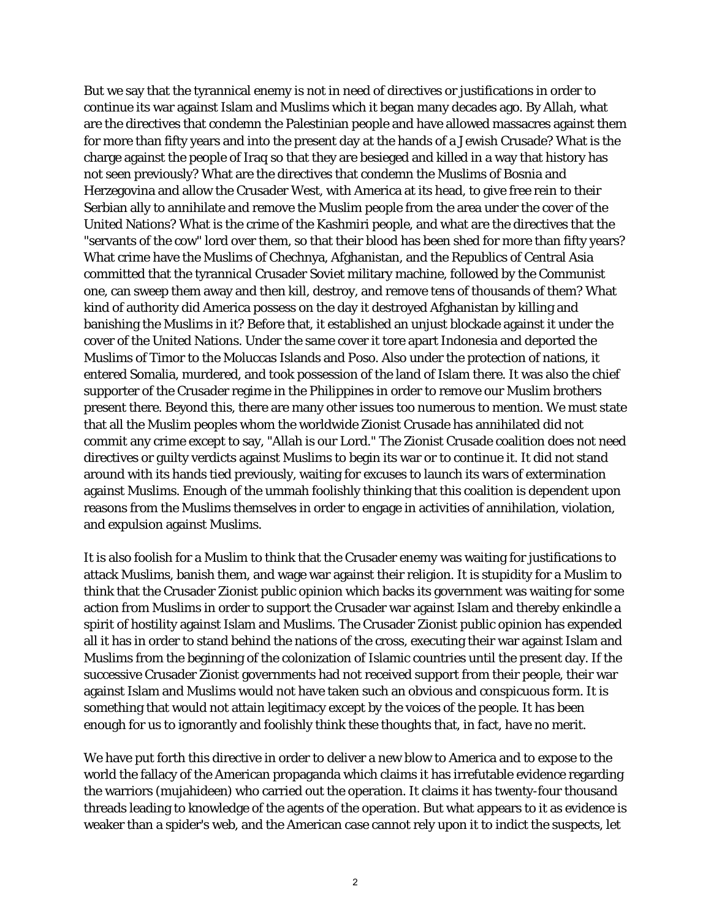But we say that the tyrannical enemy is not in need of directives or justifications in order to continue its war against Islam and Muslims which it began many decades ago. By Allah, what are the directives that condemn the Palestinian people and have allowed massacres against them for more than fifty years and into the present day at the hands of a Jewish Crusade? What is the charge against the people of Iraq so that they are besieged and killed in a way that history has not seen previously? What are the directives that condemn the Muslims of Bosnia and Herzegovina and allow the Crusader West, with America at its head, to give free rein to their Serbian ally to annihilate and remove the Muslim people from the area under the cover of the United Nations? What is the crime of the Kashmiri people, and what are the directives that the "servants of the cow" lord over them, so that their blood has been shed for more than fifty years? What crime have the Muslims of Chechnya, Afghanistan, and the Republics of Central Asia committed that the tyrannical Crusader Soviet military machine, followed by the Communist one, can sweep them away and then kill, destroy, and remove tens of thousands of them? What kind of authority did America possess on the day it destroyed Afghanistan by killing and banishing the Muslims in it? Before that, it established an unjust blockade against it under the cover of the United Nations. Under the same cover it tore apart Indonesia and deported the Muslims of Timor to the Moluccas Islands and Poso. Also under the protection of nations, it entered Somalia, murdered, and took possession of the land of Islam there. It was also the chief supporter of the Crusader regime in the Philippines in order to remove our Muslim brothers present there. Beyond this, there are many other issues too numerous to mention. We must state that all the Muslim peoples whom the worldwide Zionist Crusade has annihilated did not commit any crime except to say, "Allah is our Lord." The Zionist Crusade coalition does not need directives or guilty verdicts against Muslims to begin its war or to continue it. It did not stand around with its hands tied previously, waiting for excuses to launch its wars of extermination against Muslims. Enough of the ummah foolishly thinking that this coalition is dependent upon reasons from the Muslims themselves in order to engage in activities of annihilation, violation, and expulsion against Muslims.

It is also foolish for a Muslim to think that the Crusader enemy was waiting for justifications to attack Muslims, banish them, and wage war against their religion. It is stupidity for a Muslim to think that the Crusader Zionist public opinion which backs its government was waiting for some action from Muslims in order to support the Crusader war against Islam and thereby enkindle a spirit of hostility against Islam and Muslims. The Crusader Zionist public opinion has expended all it has in order to stand behind the nations of the cross, executing their war against Islam and Muslims from the beginning of the colonization of Islamic countries until the present day. If the successive Crusader Zionist governments had not received support from their people, their war against Islam and Muslims would not have taken such an obvious and conspicuous form. It is something that would not attain legitimacy except by the voices of the people. It has been enough for us to ignorantly and foolishly think these thoughts that, in fact, have no merit.

We have put forth this directive in order to deliver a new blow to America and to expose to the world the fallacy of the American propaganda which claims it has irrefutable evidence regarding the warriors (mujahideen) who carried out the operation. It claims it has twenty-four thousand threads leading to knowledge of the agents of the operation. But what appears to it as evidence is weaker than a spider's web, and the American case cannot rely upon it to indict the suspects, let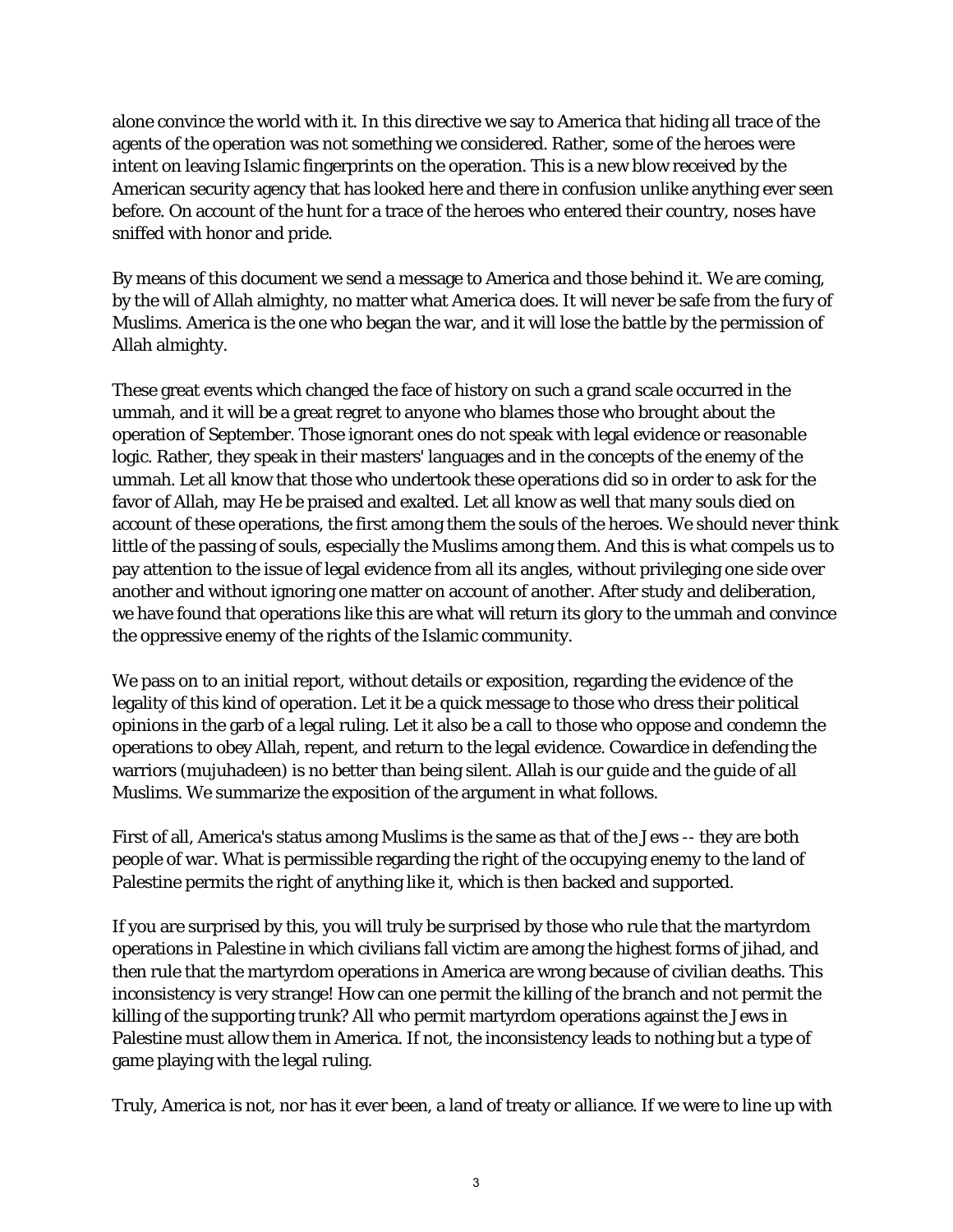alone convince the world with it. In this directive we say to America that hiding all trace of the agents of the operation was not something we considered. Rather, some of the heroes were intent on leaving Islamic fingerprints on the operation. This is a new blow received by the American security agency that has looked here and there in confusion unlike anything ever seen before. On account of the hunt for a trace of the heroes who entered their country, noses have sniffed with honor and pride.

By means of this document we send a message to America and those behind it. We are coming, by the will of Allah almighty, no matter what America does. It will never be safe from the fury of Muslims. America is the one who began the war, and it will lose the battle by the permission of Allah almighty.

These great events which changed the face of history on such a grand scale occurred in the ummah, and it will be a great regret to anyone who blames those who brought about the operation of September. Those ignorant ones do not speak with legal evidence or reasonable logic. Rather, they speak in their masters' languages and in the concepts of the enemy of the ummah. Let all know that those who undertook these operations did so in order to ask for the favor of Allah, may He be praised and exalted. Let all know as well that many souls died on account of these operations, the first among them the souls of the heroes. We should never think little of the passing of souls, especially the Muslims among them. And this is what compels us to pay attention to the issue of legal evidence from all its angles, without privileging one side over another and without ignoring one matter on account of another. After study and deliberation, we have found that operations like this are what will return its glory to the ummah and convince the oppressive enemy of the rights of the Islamic community.

We pass on to an initial report, without details or exposition, regarding the evidence of the legality of this kind of operation. Let it be a quick message to those who dress their political opinions in the garb of a legal ruling. Let it also be a call to those who oppose and condemn the operations to obey Allah, repent, and return to the legal evidence. Cowardice in defending the warriors (mujuhadeen) is no better than being silent. Allah is our guide and the guide of all Muslims. We summarize the exposition of the argument in what follows.

First of all, America's status among Muslims is the same as that of the Jews -- they are both people of war. What is permissible regarding the right of the occupying enemy to the land of Palestine permits the right of anything like it, which is then backed and supported.

If you are surprised by this, you will truly be surprised by those who rule that the martyrdom operations in Palestine in which civilians fall victim are among the highest forms of jihad, and then rule that the martyrdom operations in America are wrong because of civilian deaths. This inconsistency is very strange! How can one permit the killing of the branch and not permit the killing of the supporting trunk? All who permit martyrdom operations against the Jews in Palestine must allow them in America. If not, the inconsistency leads to nothing but a type of game playing with the legal ruling.

Truly, America is not, nor has it ever been, a land of treaty or alliance. If we were to line up with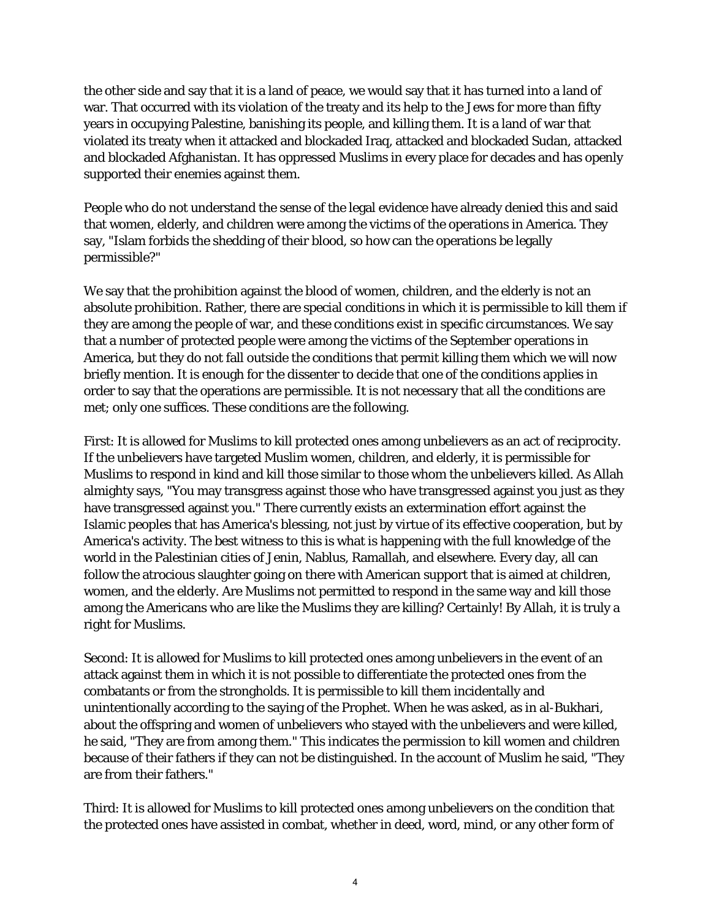the other side and say that it is a land of peace, we would say that it has turned into a land of war. That occurred with its violation of the treaty and its help to the Jews for more than fifty years in occupying Palestine, banishing its people, and killing them. It is a land of war that violated its treaty when it attacked and blockaded Iraq, attacked and blockaded Sudan, attacked and blockaded Afghanistan. It has oppressed Muslims in every place for decades and has openly supported their enemies against them.

People who do not understand the sense of the legal evidence have already denied this and said that women, elderly, and children were among the victims of the operations in America. They say, "Islam forbids the shedding of their blood, so how can the operations be legally permissible?"

We say that the prohibition against the blood of women, children, and the elderly is not an absolute prohibition. Rather, there are special conditions in which it is permissible to kill them if they are among the people of war, and these conditions exist in specific circumstances. We say that a number of protected people were among the victims of the September operations in America, but they do not fall outside the conditions that permit killing them which we will now briefly mention. It is enough for the dissenter to decide that one of the conditions applies in order to say that the operations are permissible. It is not necessary that all the conditions are met; only one suffices. These conditions are the following.

First: It is allowed for Muslims to kill protected ones among unbelievers as an act of reciprocity. If the unbelievers have targeted Muslim women, children, and elderly, it is permissible for Muslims to respond in kind and kill those similar to those whom the unbelievers killed. As Allah almighty says, "You may transgress against those who have transgressed against you just as they have transgressed against you." There currently exists an extermination effort against the Islamic peoples that has America's blessing, not just by virtue of its effective cooperation, but by America's activity. The best witness to this is what is happening with the full knowledge of the world in the Palestinian cities of Jenin, Nablus, Ramallah, and elsewhere. Every day, all can follow the atrocious slaughter going on there with American support that is aimed at children, women, and the elderly. Are Muslims not permitted to respond in the same way and kill those among the Americans who are like the Muslims they are killing? Certainly! By Allah, it is truly a right for Muslims.

Second: It is allowed for Muslims to kill protected ones among unbelievers in the event of an attack against them in which it is not possible to differentiate the protected ones from the combatants or from the strongholds. It is permissible to kill them incidentally and unintentionally according to the saying of the Prophet. When he was asked, as in al-Bukhari, about the offspring and women of unbelievers who stayed with the unbelievers and were killed, he said, "They are from among them." This indicates the permission to kill women and children because of their fathers if they can not be distinguished. In the account of Muslim he said, "They are from their fathers."

Third: It is allowed for Muslims to kill protected ones among unbelievers on the condition that the protected ones have assisted in combat, whether in deed, word, mind, or any other form of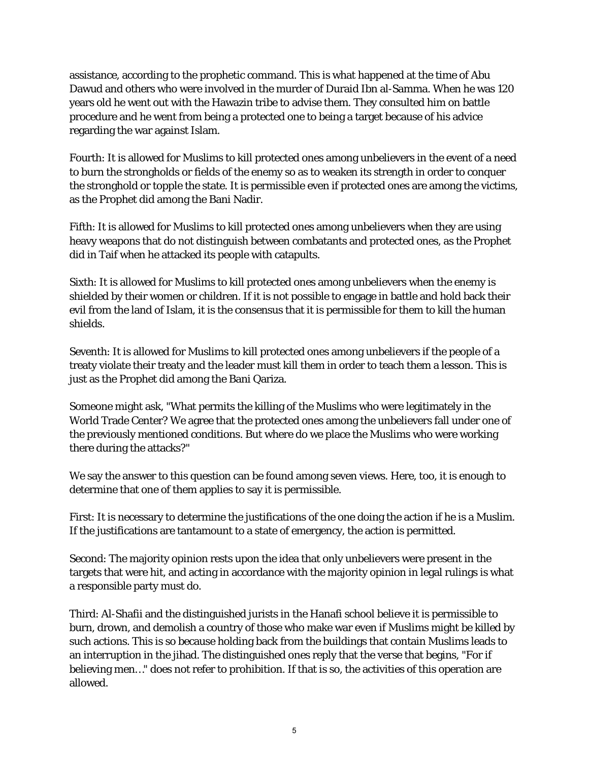assistance, according to the prophetic command. This is what happened at the time of Abu Dawud and others who were involved in the murder of Duraid Ibn al-Samma. When he was 120 years old he went out with the Hawazin tribe to advise them. They consulted him on battle procedure and he went from being a protected one to being a target because of his advice regarding the war against Islam.

Fourth: It is allowed for Muslims to kill protected ones among unbelievers in the event of a need to burn the strongholds or fields of the enemy so as to weaken its strength in order to conquer the stronghold or topple the state. It is permissible even if protected ones are among the victims, as the Prophet did among the Bani Nadir.

Fifth: It is allowed for Muslims to kill protected ones among unbelievers when they are using heavy weapons that do not distinguish between combatants and protected ones, as the Prophet did in Taif when he attacked its people with catapults.

Sixth: It is allowed for Muslims to kill protected ones among unbelievers when the enemy is shielded by their women or children. If it is not possible to engage in battle and hold back their evil from the land of Islam, it is the consensus that it is permissible for them to kill the human shields.

Seventh: It is allowed for Muslims to kill protected ones among unbelievers if the people of a treaty violate their treaty and the leader must kill them in order to teach them a lesson. This is just as the Prophet did among the Bani Qariza.

Someone might ask, "What permits the killing of the Muslims who were legitimately in the World Trade Center? We agree that the protected ones among the unbelievers fall under one of the previously mentioned conditions. But where do we place the Muslims who were working there during the attacks?"

We say the answer to this question can be found among seven views. Here, too, it is enough to determine that one of them applies to say it is permissible.

First: It is necessary to determine the justifications of the one doing the action if he is a Muslim. If the justifications are tantamount to a state of emergency, the action is permitted.

Second: The majority opinion rests upon the idea that only unbelievers were present in the targets that were hit, and acting in accordance with the majority opinion in legal rulings is what a responsible party must do.

Third: Al-Shafii and the distinguished jurists in the Hanafi school believe it is permissible to burn, drown, and demolish a country of those who make war even if Muslims might be killed by such actions. This is so because holding back from the buildings that contain Muslims leads to an interruption in the jihad. The distinguished ones reply that the verse that begins, "For if believing men…" does not refer to prohibition. If that is so, the activities of this operation are allowed.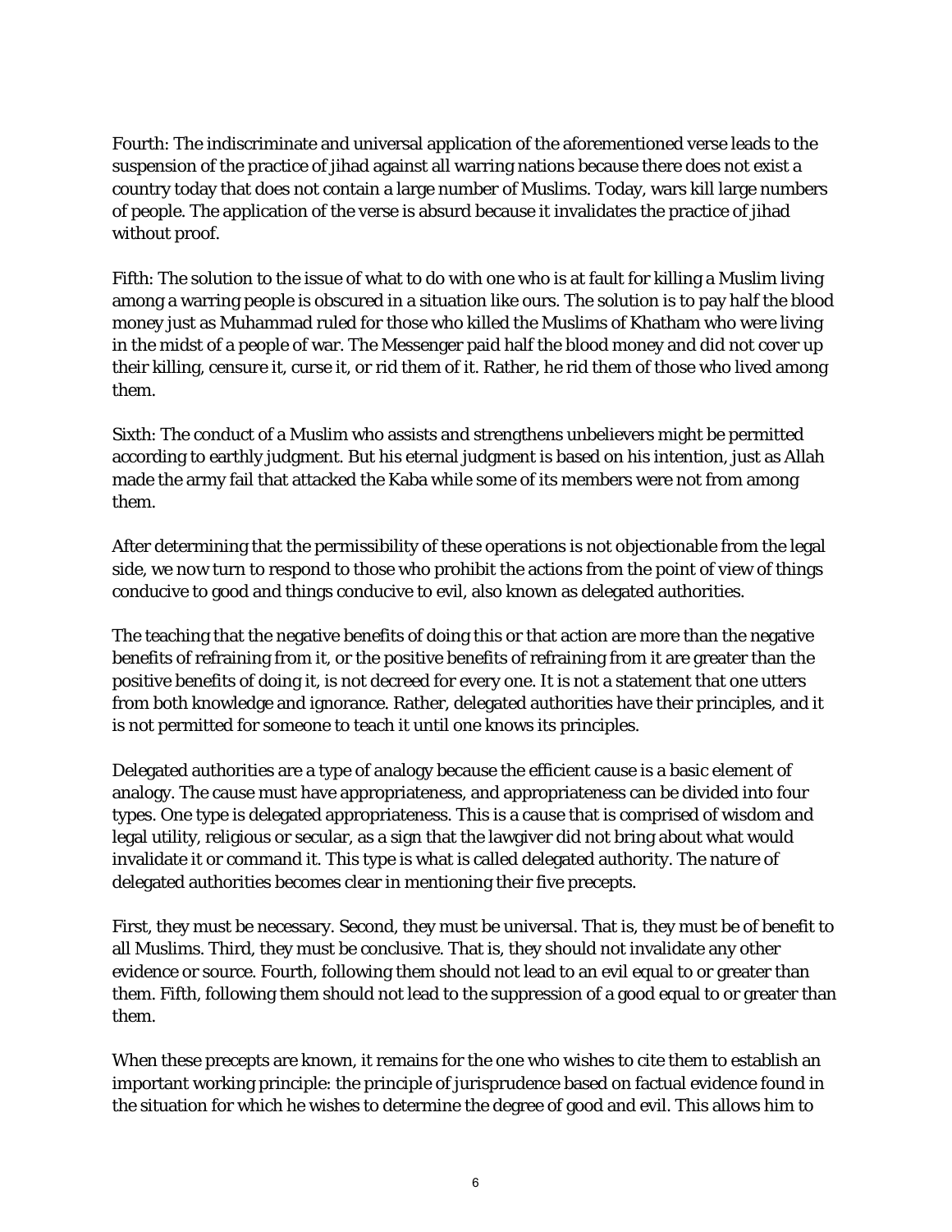Fourth: The indiscriminate and universal application of the aforementioned verse leads to the suspension of the practice of jihad against all warring nations because there does not exist a country today that does not contain a large number of Muslims. Today, wars kill large numbers of people. The application of the verse is absurd because it invalidates the practice of jihad without proof.

Fifth: The solution to the issue of what to do with one who is at fault for killing a Muslim living among a warring people is obscured in a situation like ours. The solution is to pay half the blood money just as Muhammad ruled for those who killed the Muslims of Khatham who were living in the midst of a people of war. The Messenger paid half the blood money and did not cover up their killing, censure it, curse it, or rid them of it. Rather, he rid them of those who lived among them.

Sixth: The conduct of a Muslim who assists and strengthens unbelievers might be permitted according to earthly judgment. But his eternal judgment is based on his intention, just as Allah made the army fail that attacked the Kaba while some of its members were not from among them.

After determining that the permissibility of these operations is not objectionable from the legal side, we now turn to respond to those who prohibit the actions from the point of view of things conducive to good and things conducive to evil, also known as delegated authorities.

The teaching that the negative benefits of doing this or that action are more than the negative benefits of refraining from it, or the positive benefits of refraining from it are greater than the positive benefits of doing it, is not decreed for every one. It is not a statement that one utters from both knowledge and ignorance. Rather, delegated authorities have their principles, and it is not permitted for someone to teach it until one knows its principles.

Delegated authorities are a type of analogy because the efficient cause is a basic element of analogy. The cause must have appropriateness, and appropriateness can be divided into four types. One type is delegated appropriateness. This is a cause that is comprised of wisdom and legal utility, religious or secular, as a sign that the lawgiver did not bring about what would invalidate it or command it. This type is what is called delegated authority. The nature of delegated authorities becomes clear in mentioning their five precepts.

First, they must be necessary. Second, they must be universal. That is, they must be of benefit to all Muslims. Third, they must be conclusive. That is, they should not invalidate any other evidence or source. Fourth, following them should not lead to an evil equal to or greater than them. Fifth, following them should not lead to the suppression of a good equal to or greater than them.

When these precepts are known, it remains for the one who wishes to cite them to establish an important working principle: the principle of jurisprudence based on factual evidence found in the situation for which he wishes to determine the degree of good and evil. This allows him to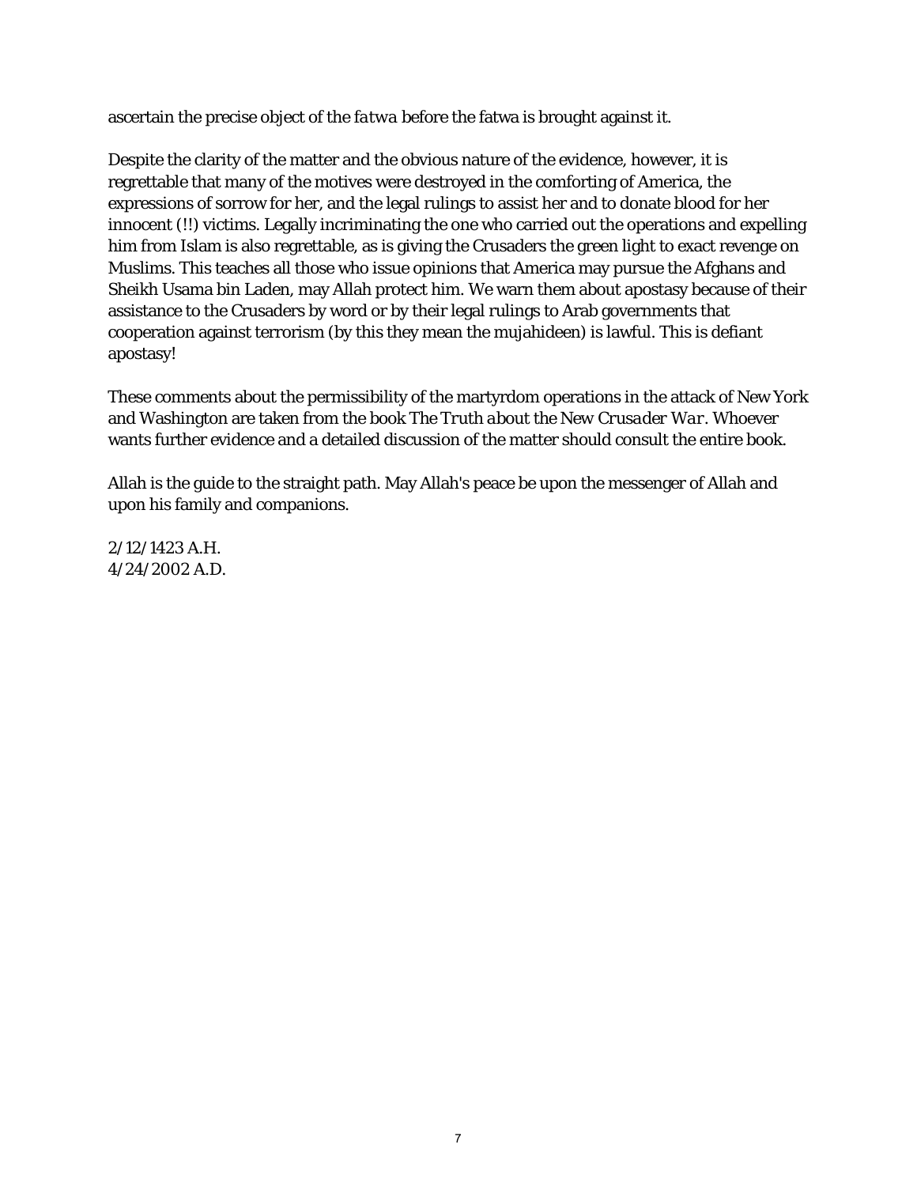ascertain the precise object of the *fatwa* before the fatwa is brought against it.

Despite the clarity of the matter and the obvious nature of the evidence, however, it is regrettable that many of the motives were destroyed in the comforting of America, the expressions of sorrow for her, and the legal rulings to assist her and to donate blood for her innocent (!!) victims. Legally incriminating the one who carried out the operations and expelling him from Islam is also regrettable, as is giving the Crusaders the green light to exact revenge on Muslims. This teaches all those who issue opinions that America may pursue the Afghans and Sheikh Usama bin Laden, may Allah protect him. We warn them about apostasy because of their assistance to the Crusaders by word or by their legal rulings to Arab governments that cooperation against terrorism (by this they mean the mujahideen) is lawful. This is defiant apostasy!

These comments about the permissibility of the martyrdom operations in the attack of New York and Washington are taken from the book *The Truth about the New Crusader War*. Whoever wants further evidence and a detailed discussion of the matter should consult the entire book.

Allah is the guide to the straight path. May Allah's peace be upon the messenger of Allah and upon his family and companions.

2/12/1423 A.H.
4/24/2002 A.D.